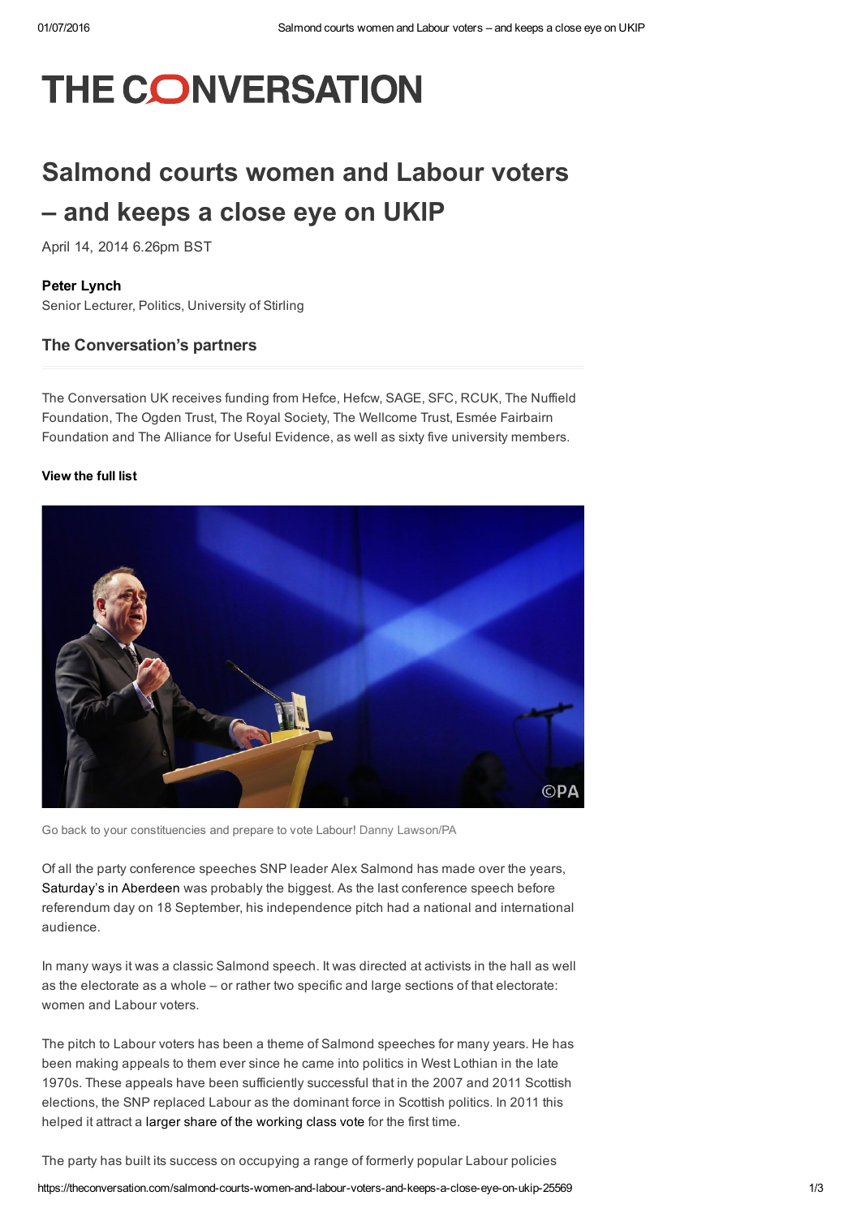# THE CONVERSATION

## Salmond courts women and Labour voters – and keeps a close eye on UKIP

April 14, 2014 6.26pm BST

**Peter Lynch**
Senior Lecturer, Politics, University of Stirling

### The Conversation's partners

The Conversation UK receives funding from Hefce, Hefcw, SAGE, SFC, RCUK, The Nuffield Foundation, The Ogden Trust, The Royal Society, The Wellcome Trust, Esmée Fairbairn Foundation and The Alliance for Useful Evidence, as well as sixty five university members.

**View the full list**

Go back to your constituencies and prepare to vote Labour! Danny Lawson/PA

Of all the party conference speeches SNP leader Alex Salmond has made over the years, Saturday's in Aberdeen was probably the biggest. As the last conference speech before referendum day on 18 September, his independence pitch had a national and international audience.

In many ways it was a classic Salmond speech. It was directed at activists in the hall as well as the electorate as a whole – or rather two specific and large sections of that electorate: women and Labour voters.

The pitch to Labour voters has been a theme of Salmond speeches for many years. He has been making appeals to them ever since he came into politics in West Lothian in the late 1970s. These appeals have been sufficiently successful that in the 2007 and 2011 Scottish elections, the SNP replaced Labour as the dominant force in Scottish politics. In 2011 this helped it attract a larger share of the working class vote for the first time.

The party has built its success on occupying a range of formerly popular Labour policies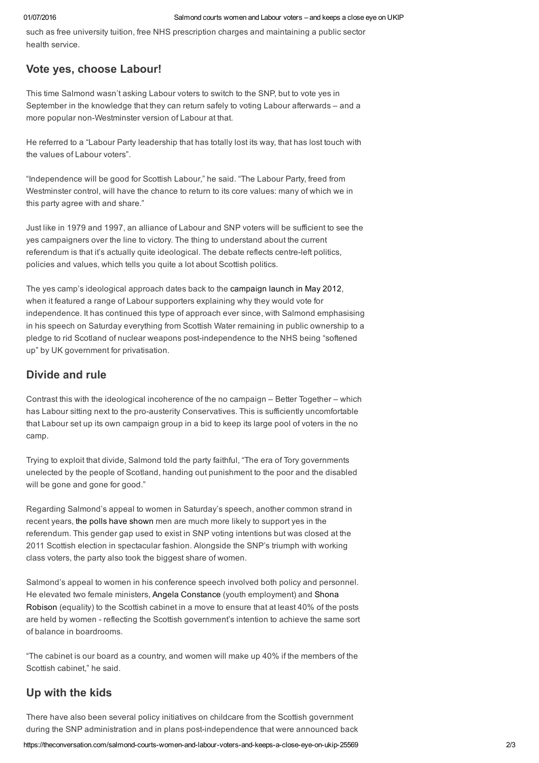such as free university tuition, free NHS prescription charges and maintaining a public sector health service.

## Vote yes, choose Labour!

This time Salmond wasn't asking Labour voters to switch to the SNP, but to vote yes in September in the knowledge that they can return safely to voting Labour afterwards – and a more popular non-Westminster version of Labour at that.

He referred to a "Labour Party leadership that has totally lost its way, that has lost touch with the values of Labour voters".

"Independence will be good for Scottish Labour," he said. "The Labour Party, freed from Westminster control, will have the chance to return to its core values: many of which we in this party agree with and share."

Just like in 1979 and 1997, an alliance of Labour and SNP voters will be sufficient to see the yes campaigners over the line to victory. The thing to understand about the current referendum is that it's actually quite ideological. The debate reflects centre-left politics, policies and values, which tells you quite a lot about Scottish politics.

The yes camp's ideological approach dates back to the campaign launch in May 2012, when it featured a range of Labour supporters explaining why they would vote for independence. It has continued this type of approach ever since, with Salmond emphasising in his speech on Saturday everything from Scottish Water remaining in public ownership to a pledge to rid Scotland of nuclear weapons post-independence to the NHS being "softened up" by UK government for privatisation.

## Divide and rule

Contrast this with the ideological incoherence of the no campaign – Better Together – which has Labour sitting next to the pro-austerity Conservatives. This is sufficiently uncomfortable that Labour set up its own campaign group in a bid to keep its large pool of voters in the no camp.

Trying to exploit that divide, Salmond told the party faithful, "The era of Tory governments unelected by the people of Scotland, handing out punishment to the poor and the disabled will be gone and gone for good."

Regarding Salmond's appeal to women in Saturday's speech, another common strand in recent years, the polls have shown men are much more likely to support yes in the referendum. This gender gap used to exist in SNP voting intentions but was closed at the 2011 Scottish election in spectacular fashion. Alongside the SNP's triumph with working class voters, the party also took the biggest share of women.

Salmond's appeal to women in his conference speech involved both policy and personnel. He elevated two female ministers, Angela Constance (youth employment) and Shona Robison (equality) to the Scottish cabinet in a move to ensure that at least 40% of the posts are held by women - reflecting the Scottish government's intention to achieve the same sort of balance in boardrooms.

"The cabinet is our board as a country, and women will make up 40% if the members of the Scottish cabinet," he said.

## Up with the kids

There have also been several policy initiatives on childcare from the Scottish government during the SNP administration and in plans post-independence that were announced back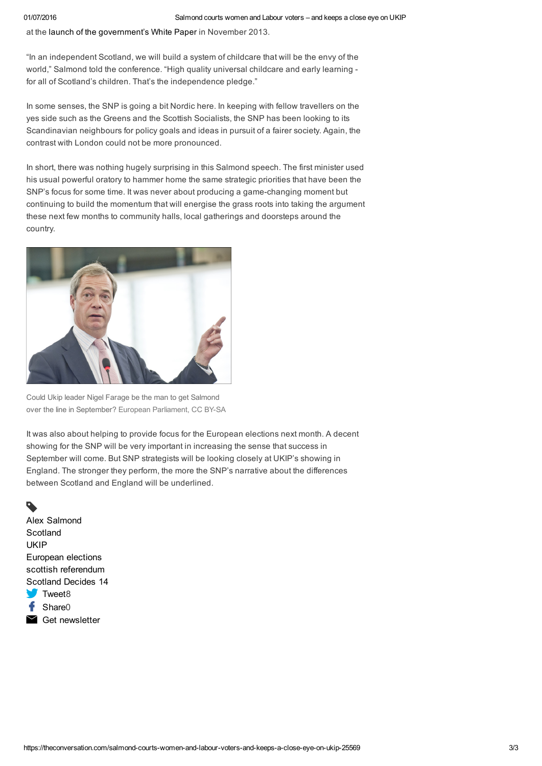at the launch of the government's White Paper in November 2013.

"In an independent Scotland, we will build a system of childcare that will be the envy of the world," Salmond told the conference. "High quality universal childcare and early learning - for all of Scotland's children. That's the independence pledge."

In some senses, the SNP is going a bit Nordic here. In keeping with fellow travellers on the yes side such as the Greens and the Scottish Socialists, the SNP has been looking to its Scandinavian neighbours for policy goals and ideas in pursuit of a fairer society. Again, the contrast with London could not be more pronounced.

In short, there was nothing hugely surprising in this Salmond speech. The first minister used his usual powerful oratory to hammer home the same strategic priorities that have been the SNP's focus for some time. It was never about producing a game-changing moment but continuing to build the momentum that will energise the grass roots into taking the argument these next few months to community halls, local gatherings and doorsteps around the country.

Could Ukip leader Nigel Farage be the man to get Salmond over the line in September? European Parliament, CC BY-SA

It was also about helping to provide focus for the European elections next month. A decent showing for the SNP will be very important in increasing the sense that success in September will come. But SNP strategists will be looking closely at UKIP's showing in England. The stronger they perform, the more the SNP's narrative about the differences between Scotland and England will be underlined.

Alex Salmond
Scotland
UKIP
European elections
scottish referendum
Scotland Decides 14
Tweet8
Share0
Get newsletter